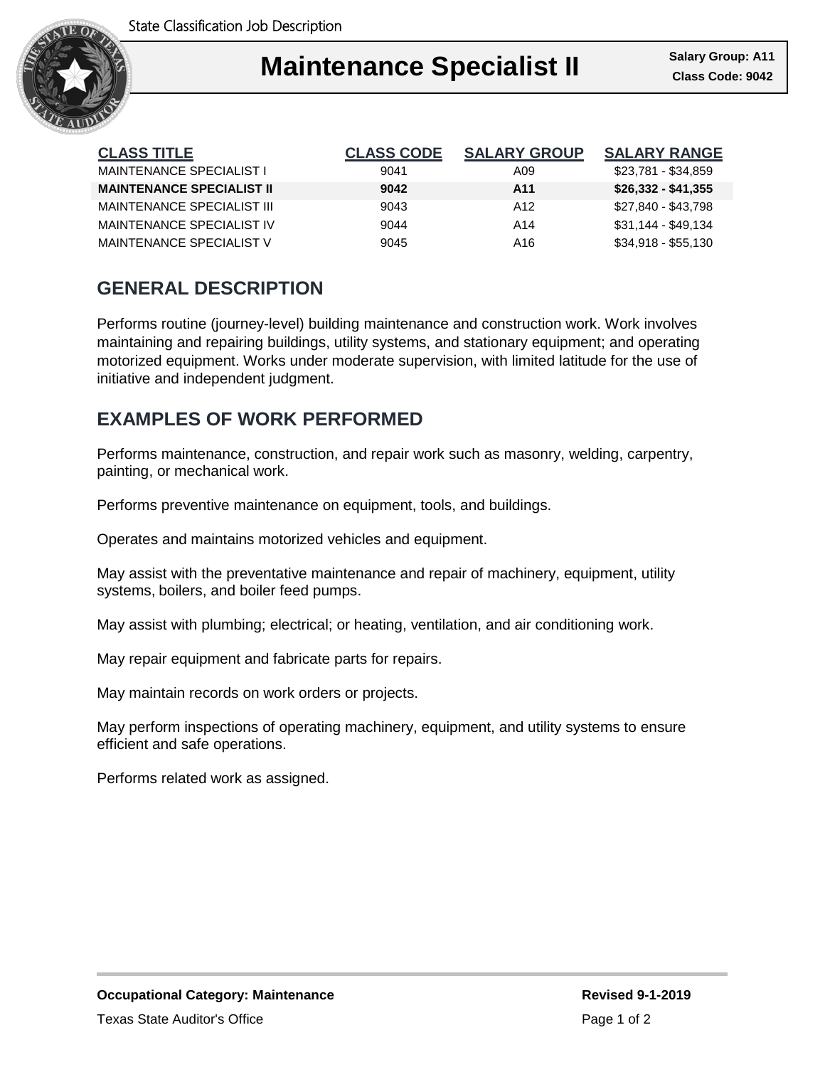State Classification Job Description

# Maintenance Specialist II

**Salary Group: A11**
**Class Code: 9042**

| CLASS TITLE | CLASS CODE | SALARY GROUP | SALARY RANGE |
|---|---|---|---|
| MAINTENANCE SPECIALIST I | 9041 | A09 | $23,781 - $34,859 |
| **MAINTENANCE SPECIALIST II** | **9042** | **A11** | **$26,332 - $41,355** |
| MAINTENANCE SPECIALIST III | 9043 | A12 | $27,840 - $43,798 |
| MAINTENANCE SPECIALIST IV | 9044 | A14 | $31,144 - $49,134 |
| MAINTENANCE SPECIALIST V | 9045 | A16 | $34,918 - $55,130 |

## GENERAL DESCRIPTION

Performs routine (journey-level) building maintenance and construction work. Work involves maintaining and repairing buildings, utility systems, and stationary equipment; and operating motorized equipment. Works under moderate supervision, with limited latitude for the use of initiative and independent judgment.

## EXAMPLES OF WORK PERFORMED

Performs maintenance, construction, and repair work such as masonry, welding, carpentry, painting, or mechanical work.

Performs preventive maintenance on equipment, tools, and buildings.

Operates and maintains motorized vehicles and equipment.

May assist with the preventative maintenance and repair of machinery, equipment, utility systems, boilers, and boiler feed pumps.

May assist with plumbing; electrical; or heating, ventilation, and air conditioning work.

May repair equipment and fabricate parts for repairs.

May maintain records on work orders or projects.

May perform inspections of operating machinery, equipment, and utility systems to ensure efficient and safe operations.

Performs related work as assigned.

**Occupational Category: Maintenance**

**Revised 9-1-2019**

Texas State Auditor's Office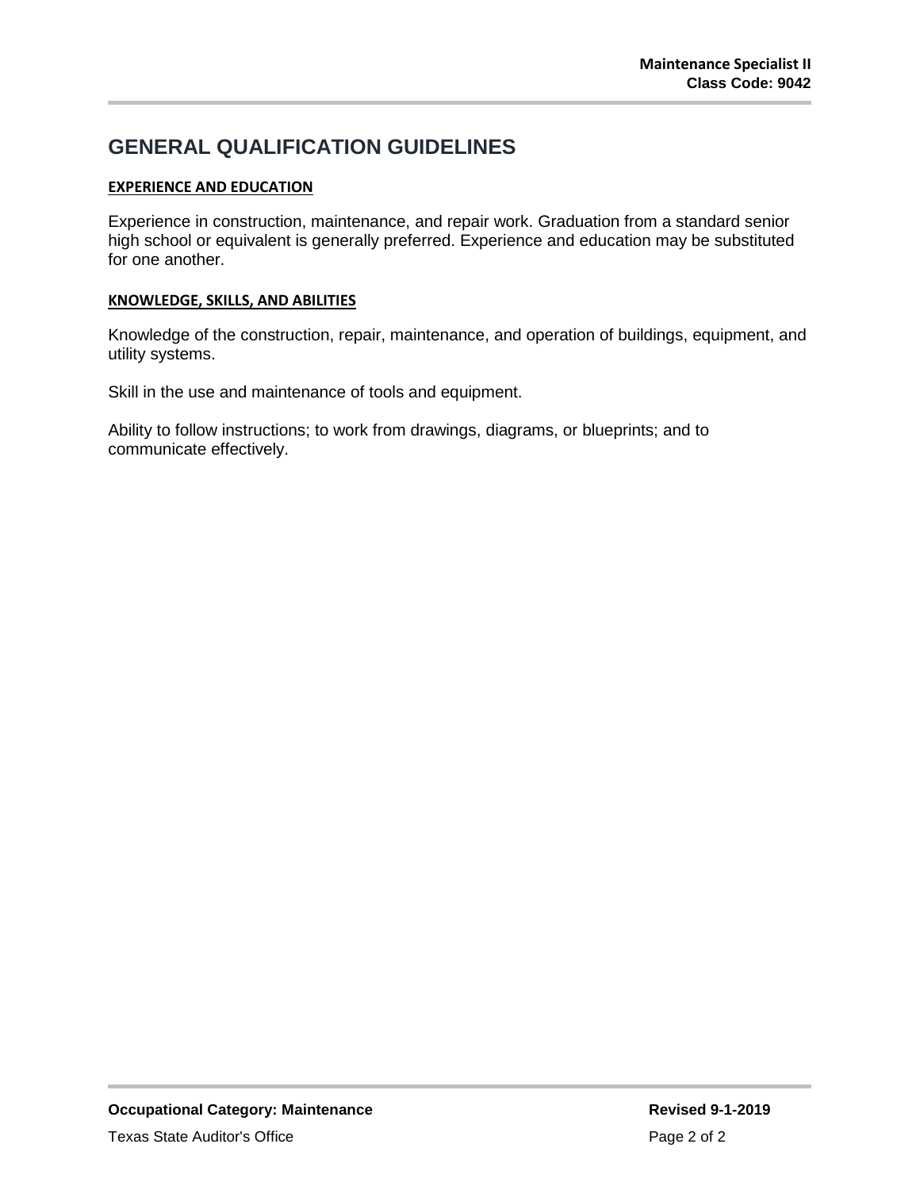# GENERAL QUALIFICATION GUIDELINES

## EXPERIENCE AND EDUCATION

Experience in construction, maintenance, and repair work. Graduation from a standard senior high school or equivalent is generally preferred. Experience and education may be substituted for one another.

## KNOWLEDGE, SKILLS, AND ABILITIES

Knowledge of the construction, repair, maintenance, and operation of buildings, equipment, and utility systems.

Skill in the use and maintenance of tools and equipment.

Ability to follow instructions; to work from drawings, diagrams, or blueprints; and to communicate effectively.